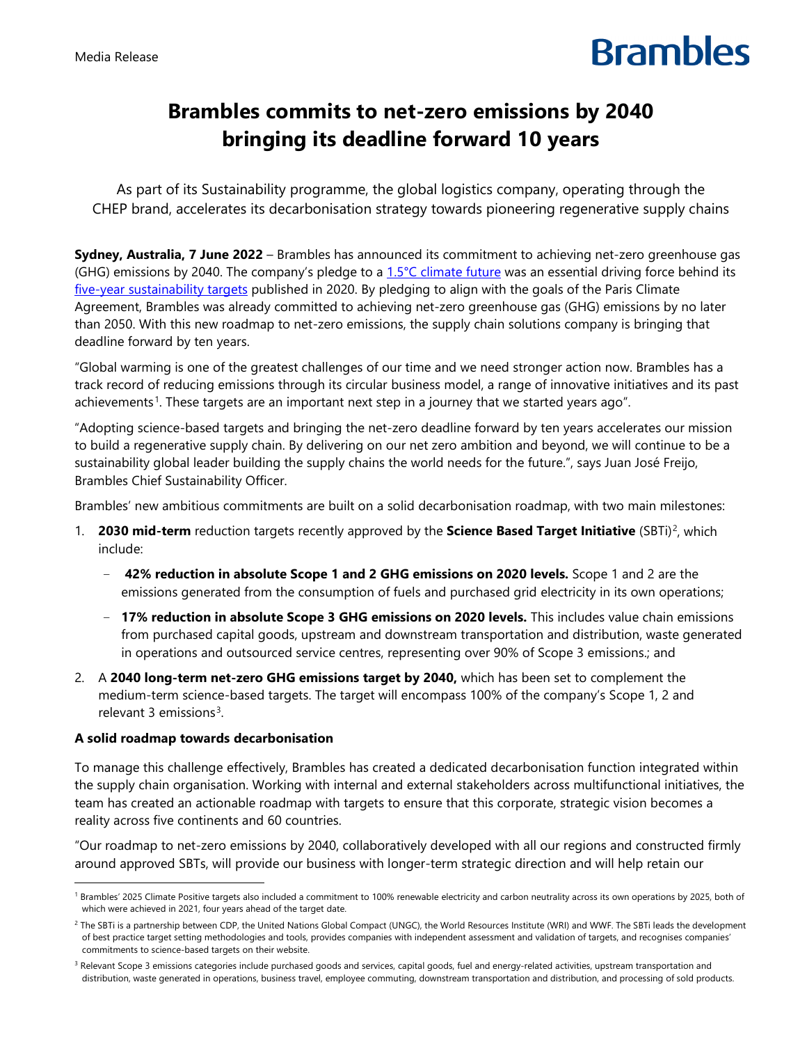Media Release

Brambles

# Brambles commits to net-zero emissions by 2040 bringing its deadline forward 10 years

As part of its Sustainability programme, the global logistics company, operating through the CHEP brand, accelerates its decarbonisation strategy towards pioneering regenerative supply chains

**Sydney, Australia, 7 June 2022** – Brambles has announced its commitment to achieving net-zero greenhouse gas (GHG) emissions by 2040. The company's pledge to a 1.5°C climate future was an essential driving force behind its five-year sustainability targets published in 2020. By pledging to align with the goals of the Paris Climate Agreement, Brambles was already committed to achieving net-zero greenhouse gas (GHG) emissions by no later than 2050. With this new roadmap to net-zero emissions, the supply chain solutions company is bringing that deadline forward by ten years.

"Global warming is one of the greatest challenges of our time and we need stronger action now. Brambles has a track record of reducing emissions through its circular business model, a range of innovative initiatives and its past achievements[1]. These targets are an important next step in a journey that we started years ago".

"Adopting science-based targets and bringing the net-zero deadline forward by ten years accelerates our mission to build a regenerative supply chain. By delivering on our net zero ambition and beyond, we will continue to be a sustainability global leader building the supply chains the world needs for the future.", says Juan José Freijo, Brambles Chief Sustainability Officer.

Brambles' new ambitious commitments are built on a solid decarbonisation roadmap, with two main milestones:

1. **2030 mid-term** reduction targets recently approved by the **Science Based Target Initiative** (SBTi)[2], which include:
   - **42% reduction in absolute Scope 1 and 2 GHG emissions on 2020 levels.** Scope 1 and 2 are the emissions generated from the consumption of fuels and purchased grid electricity in its own operations;
   - **17% reduction in absolute Scope 3 GHG emissions on 2020 levels.** This includes value chain emissions from purchased capital goods, upstream and downstream transportation and distribution, waste generated in operations and outsourced service centres, representing over 90% of Scope 3 emissions.; and
2. A **2040 long-term net-zero GHG emissions target by 2040,** which has been set to complement the medium-term science-based targets. The target will encompass 100% of the company's Scope 1, 2 and relevant 3 emissions[3].

**A solid roadmap towards decarbonisation**

To manage this challenge effectively, Brambles has created a dedicated decarbonisation function integrated within the supply chain organisation. Working with internal and external stakeholders across multifunctional initiatives, the team has created an actionable roadmap with targets to ensure that this corporate, strategic vision becomes a reality across five continents and 60 countries.

"Our roadmap to net-zero emissions by 2040, collaboratively developed with all our regions and constructed firmly around approved SBTs, will provide our business with longer-term strategic direction and will help retain our

---

[1] Brambles' 2025 Climate Positive targets also included a commitment to 100% renewable electricity and carbon neutrality across its own operations by 2025, both of which were achieved in 2021, four years ahead of the target date.

[2] The SBTi is a partnership between CDP, the United Nations Global Compact (UNGC), the World Resources Institute (WRI) and WWF. The SBTi leads the development of best practice target setting methodologies and tools, provides companies with independent assessment and validation of targets, and recognises companies' commitments to science-based targets on their website.

[3] Relevant Scope 3 emissions categories include purchased goods and services, capital goods, fuel and energy-related activities, upstream transportation and distribution, waste generated in operations, business travel, employee commuting, downstream transportation and distribution, and processing of sold products.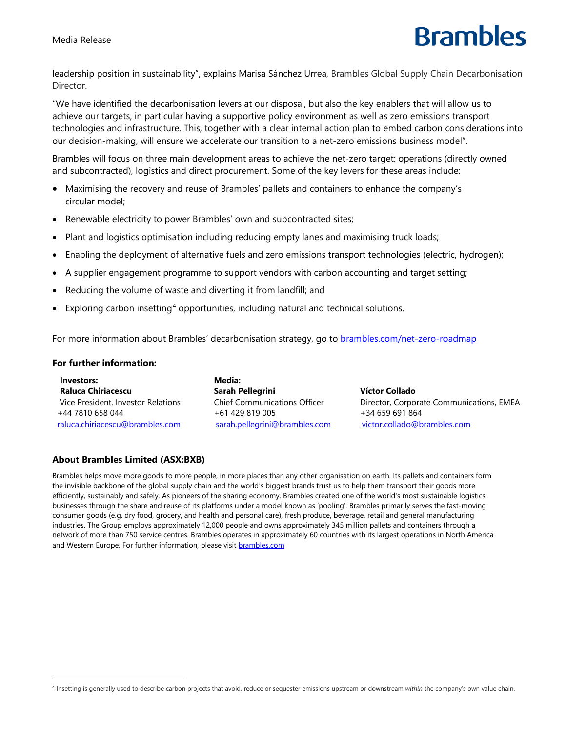leadership position in sustainability", explains Marisa Sánchez Urrea, Brambles Global Supply Chain Decarbonisation Director.

"We have identified the decarbonisation levers at our disposal, but also the key enablers that will allow us to achieve our targets, in particular having a supportive policy environment as well as zero emissions transport technologies and infrastructure. This, together with a clear internal action plan to embed carbon considerations into our decision-making, will ensure we accelerate our transition to a net-zero emissions business model".

Brambles will focus on three main development areas to achieve the net-zero target: operations (directly owned and subcontracted), logistics and direct procurement. Some of the key levers for these areas include:

- Maximising the recovery and reuse of Brambles' pallets and containers to enhance the company's circular model;
- Renewable electricity to power Brambles' own and subcontracted sites;
- Plant and logistics optimisation including reducing empty lanes and maximising truck loads;
- Enabling the deployment of alternative fuels and zero emissions transport technologies (electric, hydrogen);
- A supplier engagement programme to support vendors with carbon accounting and target setting;
- Reducing the volume of waste and diverting it from landfill; and
- Exploring carbon insetting[4] opportunities, including natural and technical solutions.

For more information about Brambles' decarbonisation strategy, go to brambles.com/net-zero-roadmap

**For further information:**

**Investors:**
**Raluca Chiriacescu**
Vice President, Investor Relations
+44 7810 658 044
raluca.chiriacescu@brambles.com

**Media:**
**Sarah Pellegrini**
Chief Communications Officer
+61 429 819 005
sarah.pellegrini@brambles.com

**Víctor Collado**
Director, Corporate Communications, EMEA
+34 659 691 864
victor.collado@brambles.com

## About Brambles Limited (ASX:BXB)

Brambles helps move more goods to more people, in more places than any other organisation on earth. Its pallets and containers form the invisible backbone of the global supply chain and the world's biggest brands trust us to help them transport their goods more efficiently, sustainably and safely. As pioneers of the sharing economy, Brambles created one of the world's most sustainable logistics businesses through the share and reuse of its platforms under a model known as 'pooling'. Brambles primarily serves the fast-moving consumer goods (e.g. dry food, grocery, and health and personal care), fresh produce, beverage, retail and general manufacturing industries. The Group employs approximately 12,000 people and owns approximately 345 million pallets and containers through a network of more than 750 service centres. Brambles operates in approximately 60 countries with its largest operations in North America and Western Europe. For further information, please visit brambles.com

[4] Insetting is generally used to describe carbon projects that avoid, reduce or sequester emissions upstream or downstream *within* the company's own value chain.